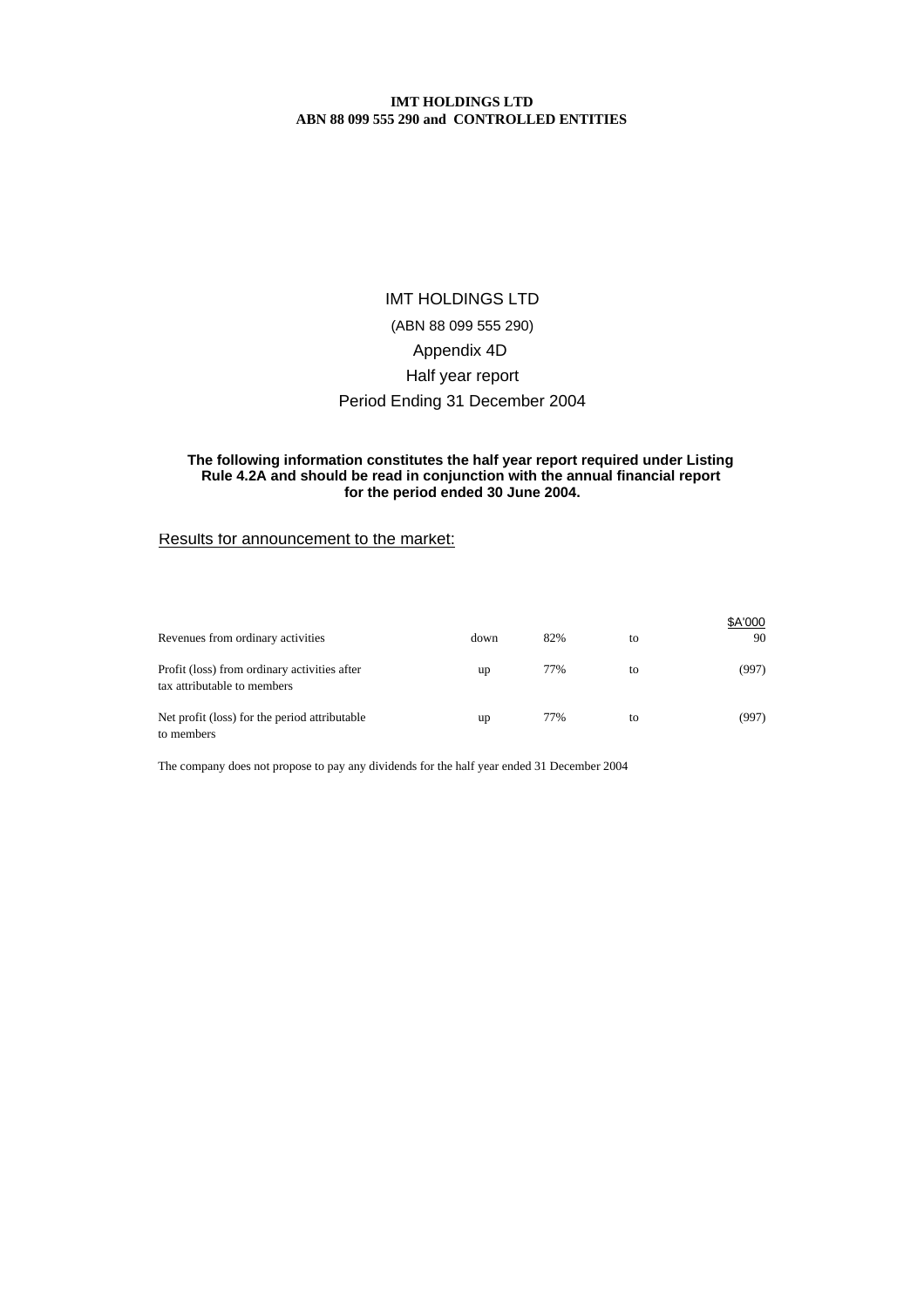**IMT HOLDINGS LTD**
**ABN 88 099 555 290 and CONTROLLED ENTITIES**

# IMT HOLDINGS LTD

(ABN 88 099 555 290)

Appendix 4D

Half year report

Period Ending 31 December 2004

**The following information constitutes the half year report required under Listing Rule 4.2A and should be read in conjunction with the annual financial report for the period ended 30 June 2004.**

## Results for announcement to the market:

| | | | | $A'000 |
|---|---|---|---|---|
| Revenues from ordinary activities | down | 82% | to | 90 |
| Profit (loss) from ordinary activities after tax attributable to members | up | 77% | to | (997) |
| Net profit (loss) for the period attributable to members | up | 77% | to | (997) |

The company does not propose to pay any dividends for the half year ended 31 December 2004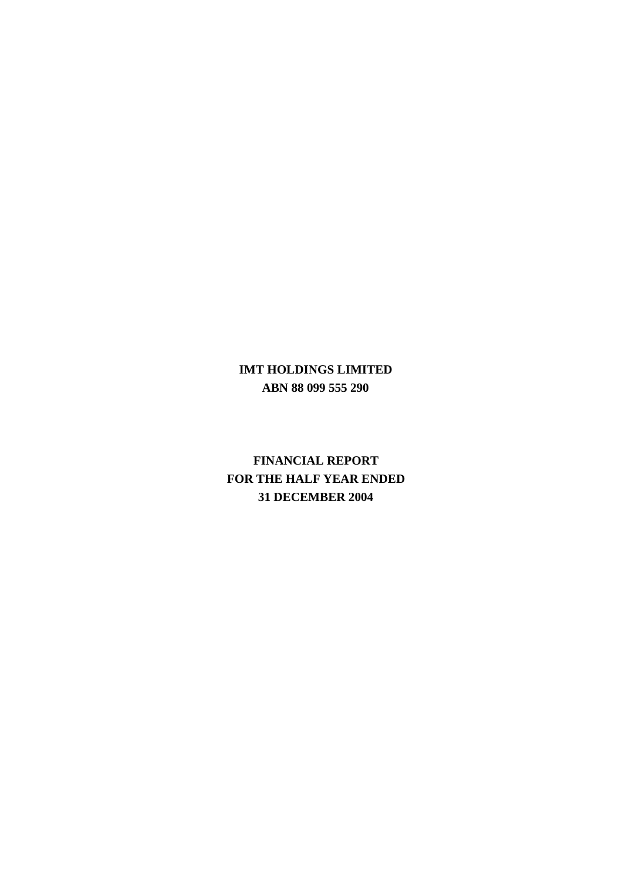**IMT HOLDINGS LIMITED**

**ABN 88 099 555 290**

**FINANCIAL REPORT**

**FOR THE HALF YEAR ENDED**

**31 DECEMBER 2004**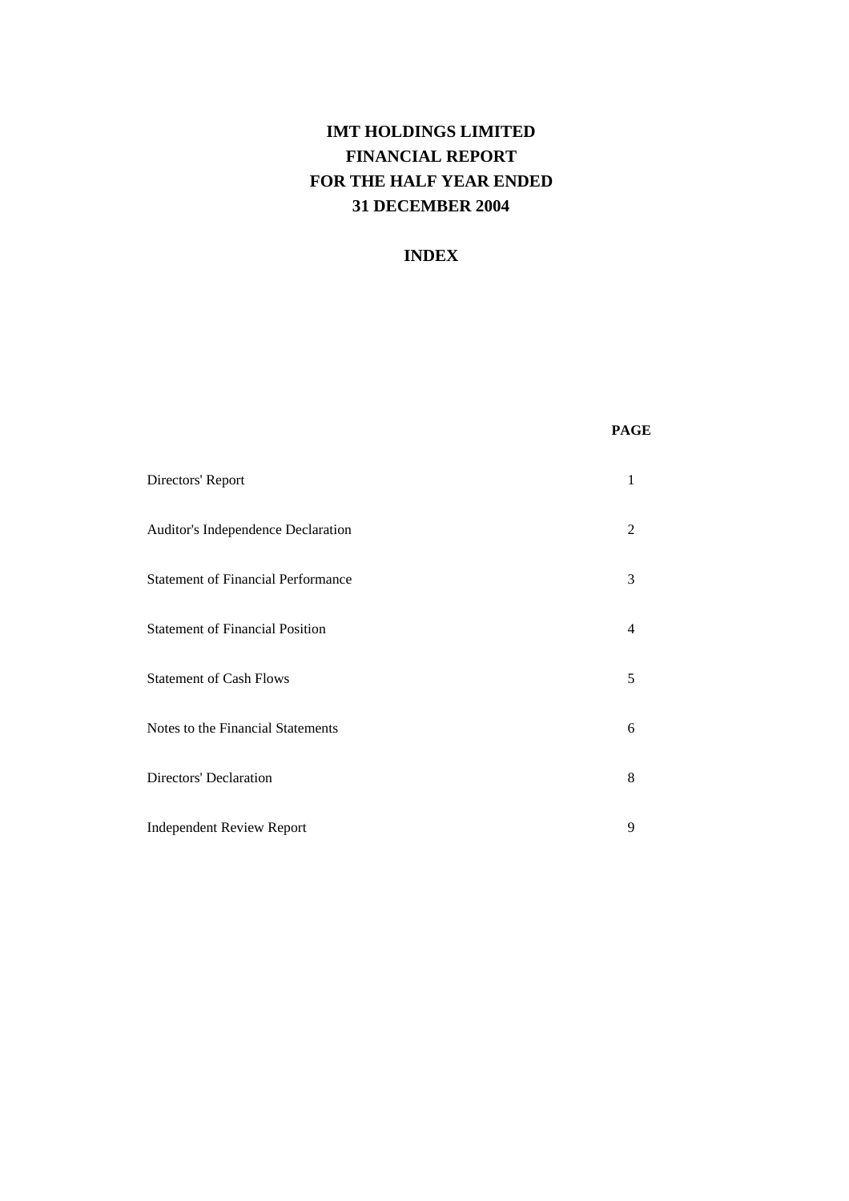# IMT HOLDINGS LIMITED
# FINANCIAL REPORT
# FOR THE HALF YEAR ENDED
# 31 DECEMBER 2004

## INDEX

| | PAGE |
|---|---|
| Directors' Report | 1 |
| Auditor's Independence Declaration | 2 |
| Statement of Financial Performance | 3 |
| Statement of Financial Position | 4 |
| Statement of Cash Flows | 5 |
| Notes to the Financial Statements | 6 |
| Directors' Declaration | 8 |
| Independent Review Report | 9 |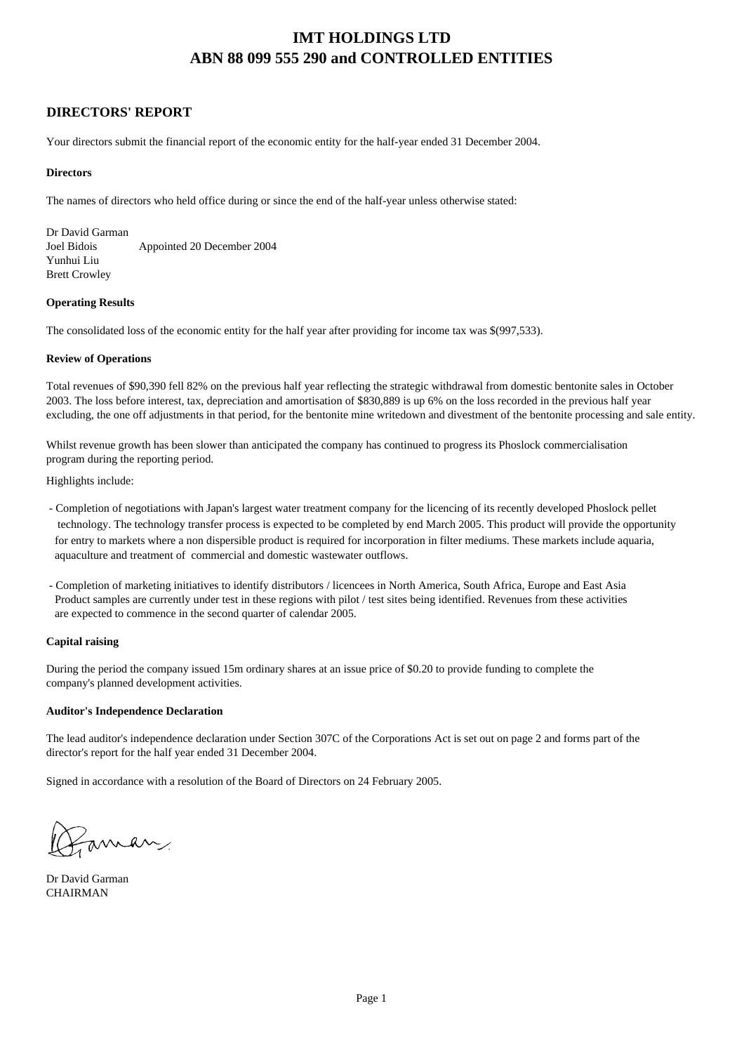# IMT HOLDINGS LTD
# ABN 88 099 555 290 and CONTROLLED ENTITIES

## DIRECTORS' REPORT

Your directors submit the financial report of the economic entity for the half-year ended 31 December 2004.

### Directors

The names of directors who held office during or since the end of the half-year unless otherwise stated:

Dr David Garman
Joel Bidois Appointed 20 December 2004
Yunhui Liu
Brett Crowley

### Operating Results

The consolidated loss of the economic entity for the half year after providing for income tax was $(997,533).

### Review of Operations

Total revenues of $90,390 fell 82% on the previous half year reflecting the strategic withdrawal from domestic bentonite sales in October 2003. The loss before interest, tax, depreciation and amortisation of $830,889 is up 6% on the loss recorded in the previous half year excluding, the one off adjustments in that period, for the bentonite mine writedown and divestment of the bentonite processing and sale entity.

Whilst revenue growth has been slower than anticipated the company has continued to progress its Phoslock commercialisation program during the reporting period.

Highlights include:

- Completion of negotiations with Japan's largest water treatment company for the licencing of its recently developed Phoslock pellet technology. The technology transfer process is expected to be completed by end March 2005. This product will provide the opportunity for entry to markets where a non dispersible product is required for incorporation in filter mediums. These markets include aquaria, aquaculture and treatment of commercial and domestic wastewater outflows.

- Completion of marketing initiatives to identify distributors / licencees in North America, South Africa, Europe and East Asia Product samples are currently under test in these regions with pilot / test sites being identified. Revenues from these activities are expected to commence in the second quarter of calendar 2005.

### Capital raising

During the period the company issued 15m ordinary shares at an issue price of $0.20 to provide funding to complete the company's planned development activities.

### Auditor's Independence Declaration

The lead auditor's independence declaration under Section 307C of the Corporations Act is set out on page 2 and forms part of the director's report for the half year ended 31 December 2004.

Signed in accordance with a resolution of the Board of Directors on 24 February 2005.

Dr David Garman
CHAIRMAN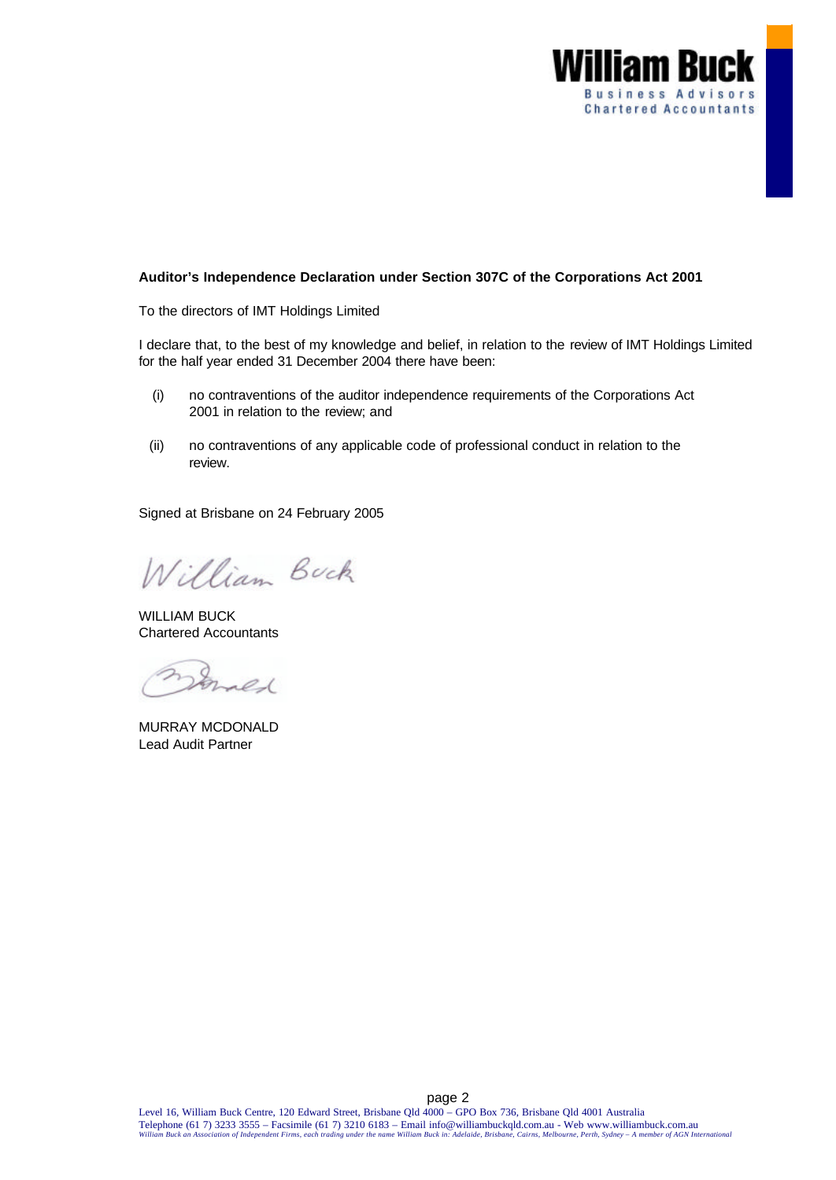**William Buck**
Business Advisors
Chartered Accountants

**Auditor's Independence Declaration under Section 307C of the Corporations Act 2001**

To the directors of IMT Holdings Limited

I declare that, to the best of my knowledge and belief, in relation to the review of IMT Holdings Limited for the half year ended 31 December 2004 there have been:

(i) no contraventions of the auditor independence requirements of the Corporations Act 2001 in relation to the review; and

(ii) no contraventions of any applicable code of professional conduct in relation to the review.

Signed at Brisbane on 24 February 2005

*William Buck*

WILLIAM BUCK
Chartered Accountants

*McDonald*

MURRAY MCDONALD
Lead Audit Partner

Level 16, William Buck Centre, 120 Edward Street, Brisbane Qld 4000 – GPO Box 736, Brisbane Qld 4001 Australia
Telephone (61 7) 3233 3555 – Facsimile (61 7) 3210 6183 – Email info@williambuckqld.com.au - Web www.williambuck.com.au
*William Buck an Association of Independent Firms, each trading under the name William Buck in: Adelaide, Brisbane, Cairns, Melbourne, Perth, Sydney – A member of AGN International*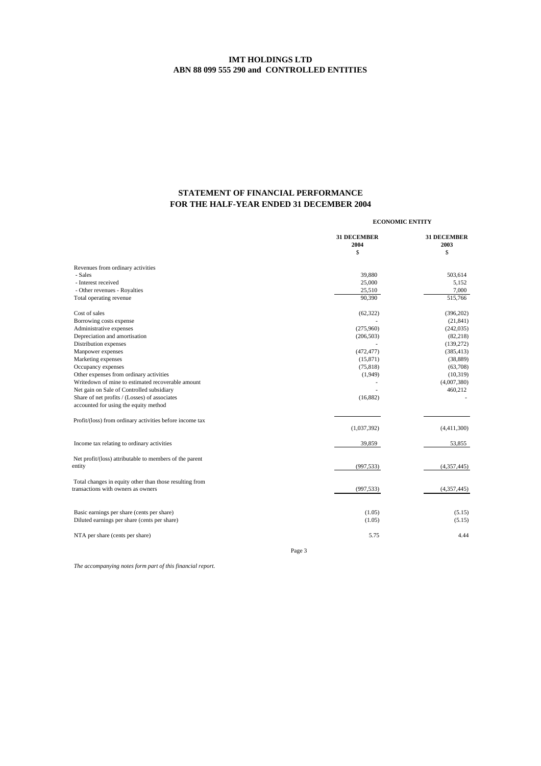# IMT HOLDINGS LTD
# ABN 88 099 555 290 and CONTROLLED ENTITIES

## STATEMENT OF FINANCIAL PERFORMANCE
## FOR THE HALF-YEAR ENDED 31 DECEMBER 2004

| | ECONOMIC ENTITY | |
|---|---|---|
| | **31 DECEMBER 2004** | **31 DECEMBER 2003** |
| | $ | $ |
| Revenues from ordinary activities | | |
| - Sales | 39,880 | 503,614 |
| - Interest received | 25,000 | 5,152 |
| - Other revenues - Royalties | 25,510 | 7,000 |
| Total operating revenue | 90,390 | 515,766 |
| Cost of sales | (62,322) | (396,202) |
| Borrowing costs expense | - | (21,841) |
| Administrative expenses | (275,960) | (242,035) |
| Depreciation and amortisation | (206,503) | (82,218) |
| Distribution expenses | - | (139,272) |
| Manpower expenses | (472,477) | (385,413) |
| Marketing expenses | (15,871) | (38,889) |
| Occupancy expenses | (75,818) | (63,708) |
| Other expenses from ordinary activities | (1,949) | (10,319) |
| Writedown of mine to estimated recoverable amount | - | (4,007,380) |
| Net gain on Sale of Controlled subsidiary | - | 460,212 |
| Share of net profits / (Losses) of associates accounted for using the equity method | (16,882) | - |
| Profit/(loss) from ordinary activities before income tax | (1,037,392) | (4,411,300) |
| Income tax relating to ordinary activities | 39,859 | 53,855 |
| Net profit/(loss) attributable to members of the parent entity | (997,533) | (4,357,445) |
| Total changes in equity other than those resulting from transactions with owners as owners | (997,533) | (4,357,445) |
| Basic earnings per share (cents per share) | (1.05) | (5.15) |
| Diluted earnings per share (cents per share) | (1.05) | (5.15) |
| NTA per share (cents per share) | 5.75 | 4.44 |

*The accompanying notes form part of this financial report.*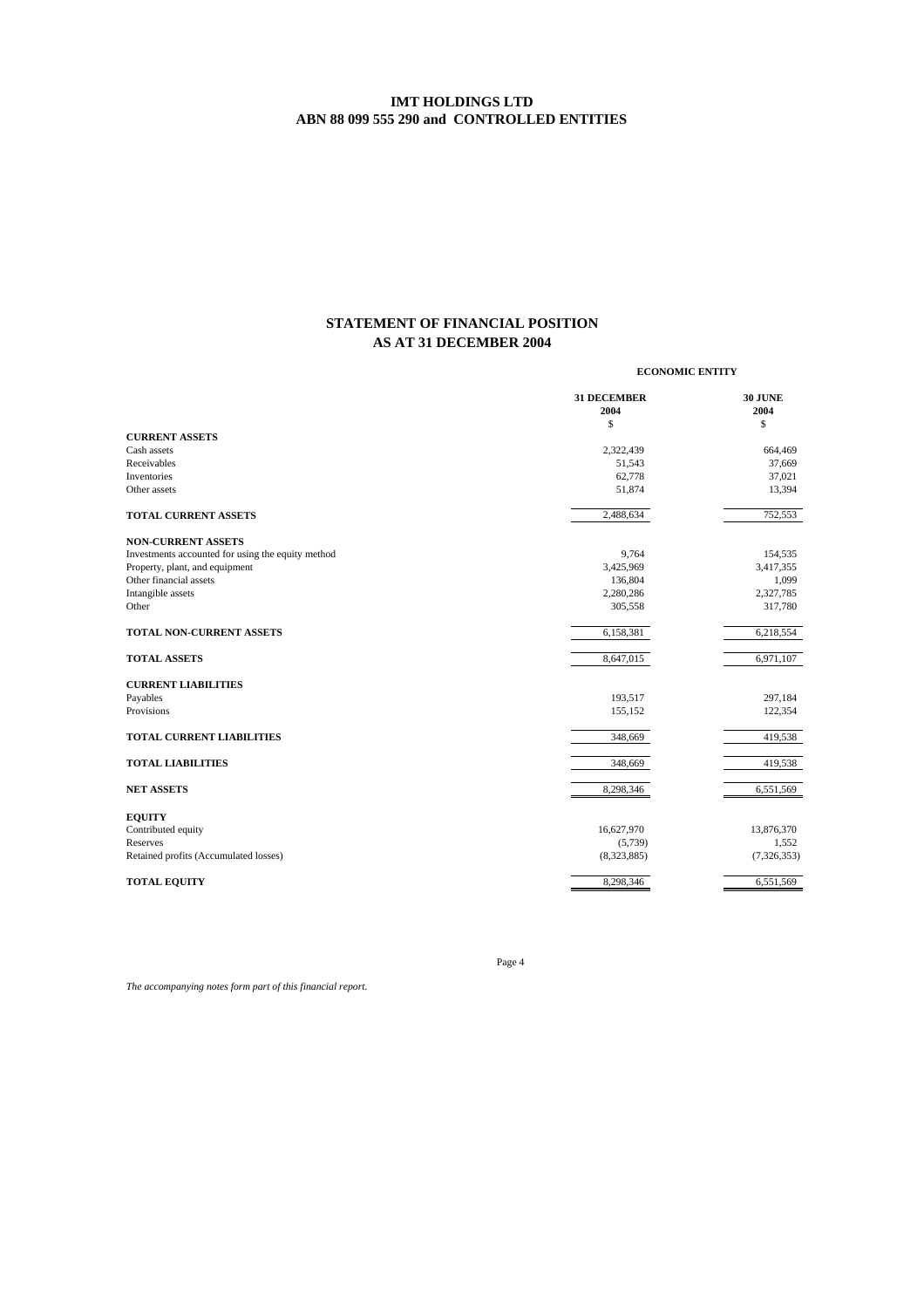# IMT HOLDINGS LTD
## ABN 88 099 555 290 and CONTROLLED ENTITIES

## STATEMENT OF FINANCIAL POSITION
## AS AT 31 DECEMBER 2004

| | ECONOMIC ENTITY | |
|---|---|---|
| | 31 DECEMBER 2004 | 30 JUNE 2004 |
| | $ | $ |
| **CURRENT ASSETS** | | |
| Cash assets | 2,322,439 | 664,469 |
| Receivables | 51,543 | 37,669 |
| Inventories | 62,778 | 37,021 |
| Other assets | 51,874 | 13,394 |
| **TOTAL CURRENT ASSETS** | 2,488,634 | 752,553 |
| **NON-CURRENT ASSETS** | | |
| Investments accounted for using the equity method | 9,764 | 154,535 |
| Property, plant, and equipment | 3,425,969 | 3,417,355 |
| Other financial assets | 136,804 | 1,099 |
| Intangible assets | 2,280,286 | 2,327,785 |
| Other | 305,558 | 317,780 |
| **TOTAL NON-CURRENT ASSETS** | 6,158,381 | 6,218,554 |
| **TOTAL ASSETS** | 8,647,015 | 6,971,107 |
| **CURRENT LIABILITIES** | | |
| Payables | 193,517 | 297,184 |
| Provisions | 155,152 | 122,354 |
| **TOTAL CURRENT LIABILITIES** | 348,669 | 419,538 |
| **TOTAL LIABILITIES** | 348,669 | 419,538 |
| **NET ASSETS** | 8,298,346 | 6,551,569 |
| **EQUITY** | | |
| Contributed equity | 16,627,970 | 13,876,370 |
| Reserves | (5,739) | 1,552 |
| Retained profits (Accumulated losses) | (8,323,885) | (7,326,353) |
| **TOTAL EQUITY** | 8,298,346 | 6,551,569 |

*The accompanying notes form part of this financial report.*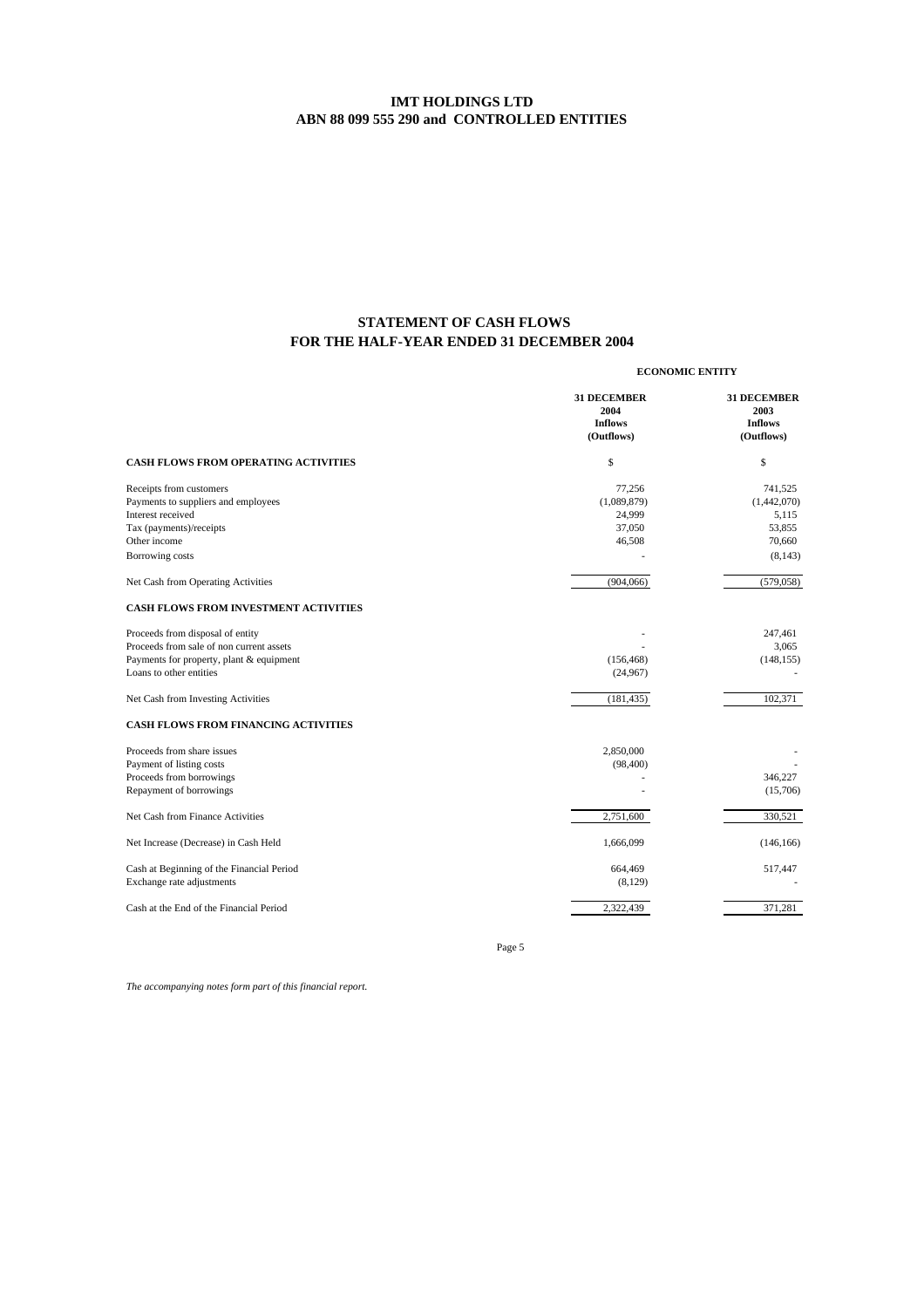# IMT HOLDINGS LTD
## ABN 88 099 555 290 and CONTROLLED ENTITIES

## STATEMENT OF CASH FLOWS
## FOR THE HALF-YEAR ENDED 31 DECEMBER 2004

| | ECONOMIC ENTITY | |
|---|---|---|
| | **31 DECEMBER 2004 Inflows (Outflows)** | **31 DECEMBER 2003 Inflows (Outflows)** |
| **CASH FLOWS FROM OPERATING ACTIVITIES** | $ | $ |
| Receipts from customers | 77,256 | 741,525 |
| Payments to suppliers and employees | (1,089,879) | (1,442,070) |
| Interest received | 24,999 | 5,115 |
| Tax (payments)/receipts | 37,050 | 53,855 |
| Other income | 46,508 | 70,660 |
| Borrowing costs | - | (8,143) |
| Net Cash from Operating Activities | (904,066) | (579,058) |
| **CASH FLOWS FROM INVESTMENT ACTIVITIES** | | |
| Proceeds from disposal of entity | - | 247,461 |
| Proceeds from sale of non current assets | - | 3,065 |
| Payments for property, plant & equipment | (156,468) | (148,155) |
| Loans to other entities | (24,967) | - |
| Net Cash from Investing Activities | (181,435) | 102,371 |
| **CASH FLOWS FROM FINANCING ACTIVITIES** | | |
| Proceeds from share issues | 2,850,000 | - |
| Payment of listing costs | (98,400) | - |
| Proceeds from borrowings | - | 346,227 |
| Repayment of borrowings | - | (15,706) |
| Net Cash from Finance Activities | 2,751,600 | 330,521 |
| Net Increase (Decrease) in Cash Held | 1,666,099 | (146,166) |
| Cash at Beginning of the Financial Period | 664,469 | 517,447 |
| Exchange rate adjustments | (8,129) | - |
| Cash at the End of the Financial Period | 2,322,439 | 371,281 |

*The accompanying notes form part of this financial report.*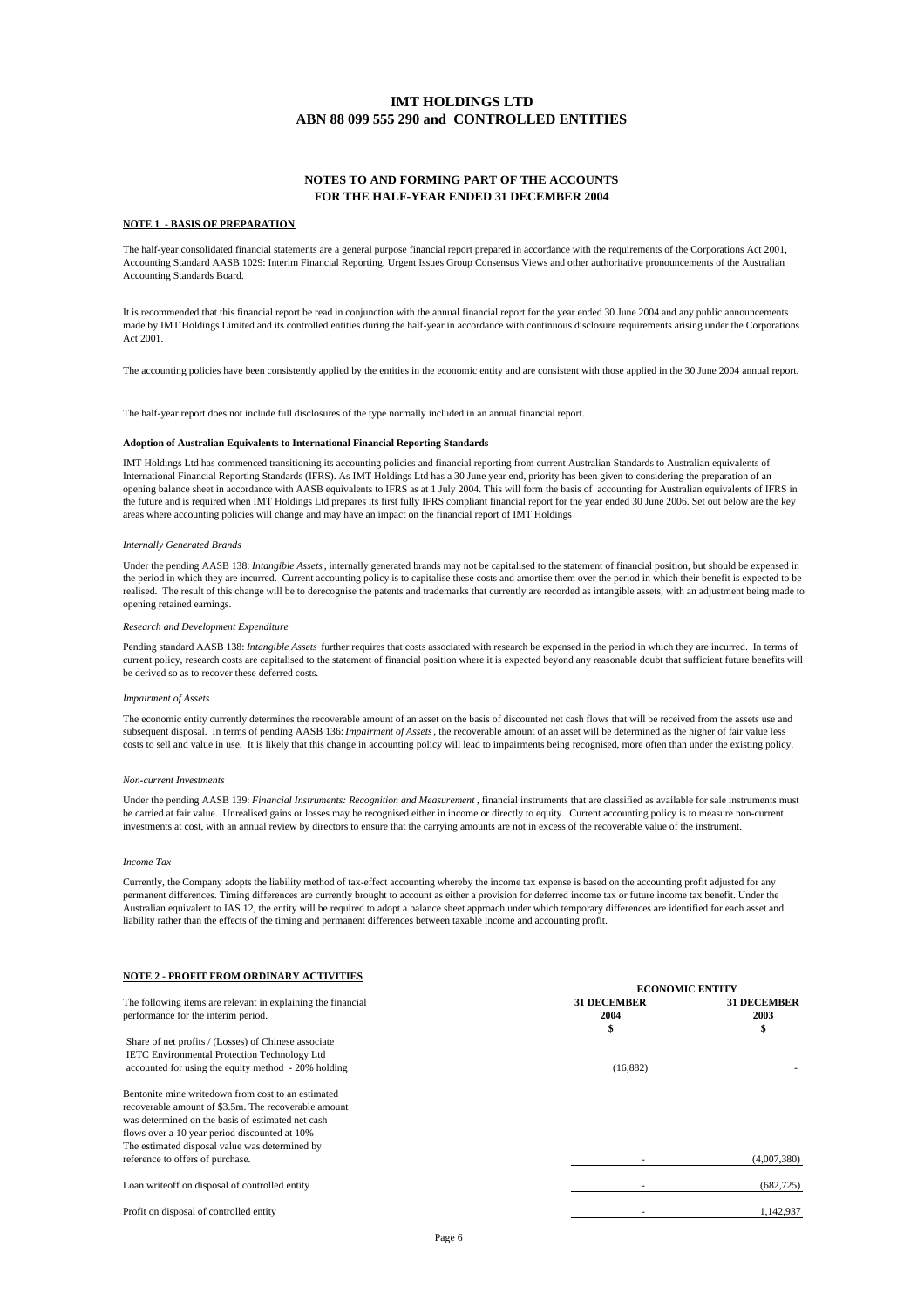# IMT HOLDINGS LTD
# ABN 88 099 555 290 and CONTROLLED ENTITIES

## NOTES TO AND FORMING PART OF THE ACCOUNTS
## FOR THE HALF-YEAR ENDED 31 DECEMBER 2004

### NOTE 1 - BASIS OF PREPARATION

The half-year consolidated financial statements are a general purpose financial report prepared in accordance with the requirements of the Corporations Act 2001, Accounting Standard AASB 1029: Interim Financial Reporting, Urgent Issues Group Consensus Views and other authoritative pronouncements of the Australian Accounting Standards Board.

It is recommended that this financial report be read in conjunction with the annual financial report for the year ended 30 June 2004 and any public announcements made by IMT Holdings Limited and its controlled entities during the half-year in accordance with continuous disclosure requirements arising under the Corporations Act 2001.

The accounting policies have been consistently applied by the entities in the economic entity and are consistent with those applied in the 30 June 2004 annual report.

The half-year report does not include full disclosures of the type normally included in an annual financial report.

**Adoption of Australian Equivalents to International Financial Reporting Standards**

IMT Holdings Ltd has commenced transitioning its accounting policies and financial reporting from current Australian Standards to Australian equivalents of International Financial Reporting Standards (IFRS). As IMT Holdings Ltd has a 30 June year end, priority has been given to considering the preparation of an opening balance sheet in accordance with AASB equivalents to IFRS as at 1 July 2004. This will form the basis of accounting for Australian equivalents of IFRS in the future and is required when IMT Holdings Ltd prepares its first fully IFRS compliant financial report for the year ended 30 June 2006. Set out below are the key areas where accounting policies will change and may have an impact on the financial report of IMT Holdings

*Internally Generated Brands*

Under the pending AASB 138: *Intangible Assets*, internally generated brands may not be capitalised to the statement of financial position, but should be expensed in the period in which they are incurred. Current accounting policy is to capitalise these costs and amortise them over the period in which their benefit is expected to be realised. The result of this change will be to derecognise the patents and trademarks that currently are recorded as intangible assets, with an adjustment being made to opening retained earnings.

*Research and Development Expenditure*

Pending standard AASB 138: *Intangible Assets* further requires that costs associated with research be expensed in the period in which they are incurred. In terms of current policy, research costs are capitalised to the statement of financial position where it is expected beyond any reasonable doubt that sufficient future benefits will be derived so as to recover these deferred costs.

*Impairment of Assets*

The economic entity currently determines the recoverable amount of an asset on the basis of discounted net cash flows that will be received from the assets use and subsequent disposal. In terms of pending AASB 136: *Impairment of Assets*, the recoverable amount of an asset will be determined as the higher of fair value less costs to sell and value in use. It is likely that this change in accounting policy will lead to impairments being recognised, more often than under the existing policy.

*Non-current Investments*

Under the pending AASB 139: *Financial Instruments: Recognition and Measurement*, financial instruments that are classified as available for sale instruments must be carried at fair value. Unrealised gains or losses may be recognised either in income or directly to equity. Current accounting policy is to measure non-current investments at cost, with an annual review by directors to ensure that the carrying amounts are not in excess of the recoverable value of the instrument.

*Income Tax*

Currently, the Company adopts the liability method of tax-effect accounting whereby the income tax expense is based on the accounting profit adjusted for any permanent differences. Timing differences are currently brought to account as either a provision for deferred income tax or future income tax benefit. Under the Australian equivalent to IAS 12, the entity will be required to adopt a balance sheet approach under which temporary differences are identified for each asset and liability rather than the effects of the timing and permanent differences between taxable income and accounting profit.

### NOTE 2 - PROFIT FROM ORDINARY ACTIVITIES

| The following items are relevant in explaining the financial performance for the interim period. | ECONOMIC ENTITY 31 DECEMBER 2004 $ | 31 DECEMBER 2003 $ |
|---|---|---|
| Share of net profits / (Losses) of Chinese associate IETC Environmental Protection Technology Ltd accounted for using the equity method - 20% holding | (16,882) | - |
| Bentonite mine writedown from cost to an estimated recoverable amount of $3.5m. The recoverable amount was determined on the basis of estimated net cash flows over a 10 year period discounted at 10% The estimated disposal value was determined by reference to offers of purchase. | - | (4,007,380) |
| Loan writeoff on disposal of controlled entity | - | (682,725) |
| Profit on disposal of controlled entity | - | 1,142,937 |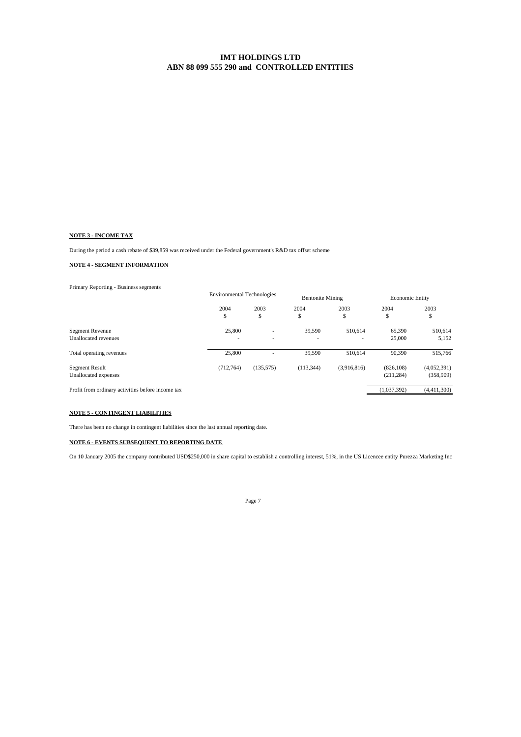# IMT HOLDINGS LTD
# ABN 88 099 555 290 and CONTROLLED ENTITIES

**NOTE 3 - INCOME TAX**

During the period a cash rebate of $39,859 was received under the Federal government's R&D tax offset scheme

**NOTE 4 - SEGMENT INFORMATION**

Primary Reporting - Business segments

| | Environmental Technologies | | Bentonite Mining | | Economic Entity | |
|---|---|---|---|---|---|---|
| | 2004 | 2003 | 2004 | 2003 | 2004 | 2003 |
| | $ | $ | $ | $ | $ | $ |
| Segment Revenue | 25,800 | - | 39,590 | 510,614 | 65,390 | 510,614 |
| Unallocated revenues | - | - | - | - | 25,000 | 5,152 |
| Total operating revenues | 25,800 | - | 39,590 | 510,614 | 90,390 | 515,766 |
| Segment Result | (712,764) | (135,575) | (113,344) | (3,916,816) | (826,108) | (4,052,391) |
| Unallocated expenses | | | | | (211,284) | (358,909) |
| Profit from ordinary activities before income tax | | | | | (1,037,392) | (4,411,300) |

**NOTE 5 - CONTINGENT LIABILITIES**

There has been no change in contingent liabilities since the last annual reporting date.

**NOTE 6 - EVENTS SUBSEQUENT TO REPORTING DATE**

On 10 January 2005 the company contributed USD$250,000 in share capital to establish a controlling interest, 51%, in the US Licencee entity Purezza Marketing Inc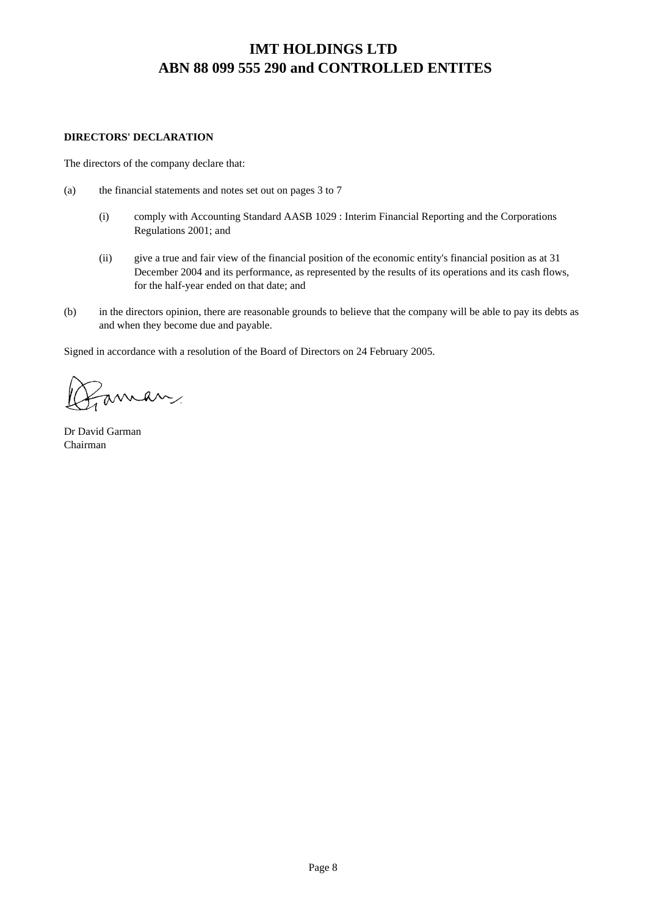# IMT HOLDINGS LTD
# ABN 88 099 555 290 and CONTROLLED ENTITES

**DIRECTORS' DECLARATION**

The directors of the company declare that:

(a) the financial statements and notes set out on pages 3 to 7

  (i) comply with Accounting Standard AASB 1029 : Interim Financial Reporting and the Corporations Regulations 2001; and

  (ii) give a true and fair view of the financial position of the economic entity's financial position as at 31 December 2004 and its performance, as represented by the results of its operations and its cash flows, for the half-year ended on that date; and

(b) in the directors opinion, there are reasonable grounds to believe that the company will be able to pay its debts as and when they become due and payable.

Signed in accordance with a resolution of the Board of Directors on 24 February 2005.

Dr David Garman
Chairman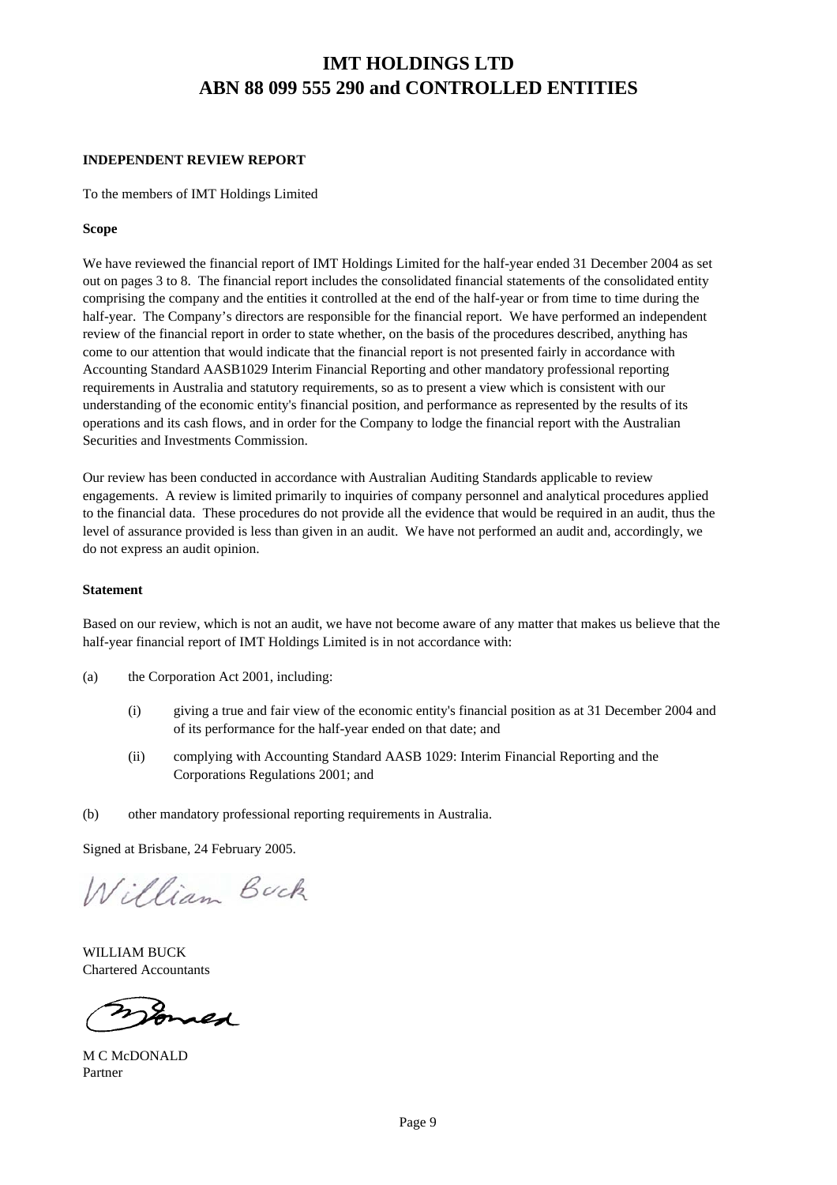# IMT HOLDINGS LTD
# ABN 88 099 555 290 and CONTROLLED ENTITIES

**INDEPENDENT REVIEW REPORT**

To the members of IMT Holdings Limited

**Scope**

We have reviewed the financial report of IMT Holdings Limited for the half-year ended 31 December 2004 as set out on pages 3 to 8. The financial report includes the consolidated financial statements of the consolidated entity comprising the company and the entities it controlled at the end of the half-year or from time to time during the half-year. The Company's directors are responsible for the financial report. We have performed an independent review of the financial report in order to state whether, on the basis of the procedures described, anything has come to our attention that would indicate that the financial report is not presented fairly in accordance with Accounting Standard AASB1029 Interim Financial Reporting and other mandatory professional reporting requirements in Australia and statutory requirements, so as to present a view which is consistent with our understanding of the economic entity's financial position, and performance as represented by the results of its operations and its cash flows, and in order for the Company to lodge the financial report with the Australian Securities and Investments Commission.

Our review has been conducted in accordance with Australian Auditing Standards applicable to review engagements. A review is limited primarily to inquiries of company personnel and analytical procedures applied to the financial data. These procedures do not provide all the evidence that would be required in an audit, thus the level of assurance provided is less than given in an audit. We have not performed an audit and, accordingly, we do not express an audit opinion.

**Statement**

Based on our review, which is not an audit, we have not become aware of any matter that makes us believe that the half-year financial report of IMT Holdings Limited is in not accordance with:

(a) the Corporation Act 2001, including:

  (i) giving a true and fair view of the economic entity's financial position as at 31 December 2004 and of its performance for the half-year ended on that date; and

  (ii) complying with Accounting Standard AASB 1029: Interim Financial Reporting and the Corporations Regulations 2001; and

(b) other mandatory professional reporting requirements in Australia.

Signed at Brisbane, 24 February 2005.

*William Buck*

WILLIAM BUCK
Chartered Accountants

M C McDONALD
Partner